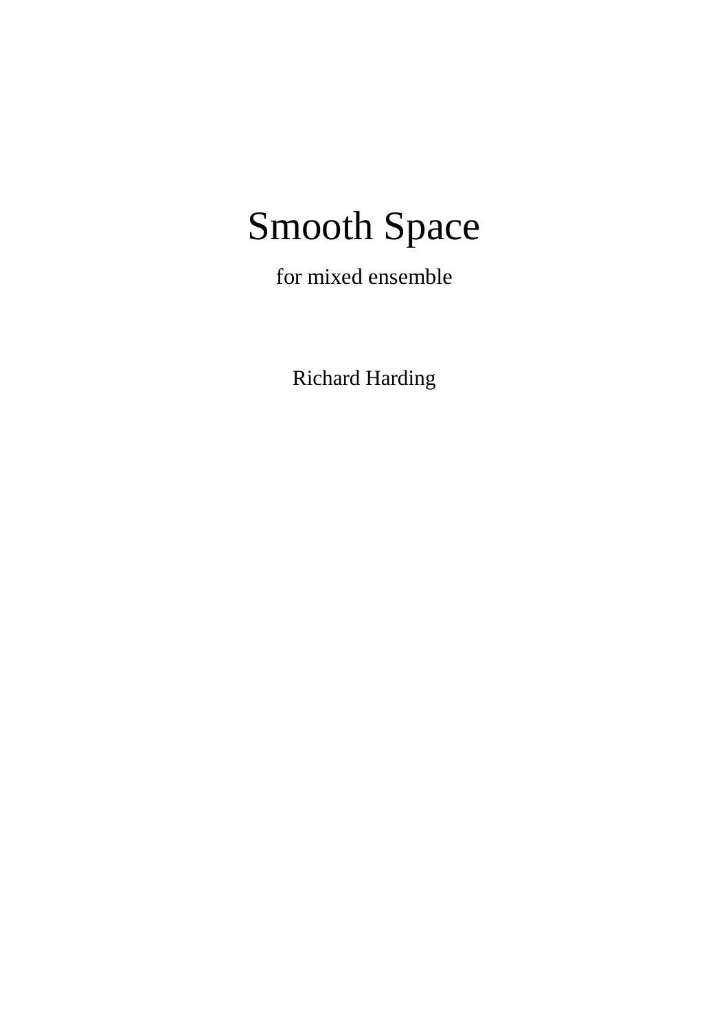# Smooth Space

for mixed ensemble

Richard Harding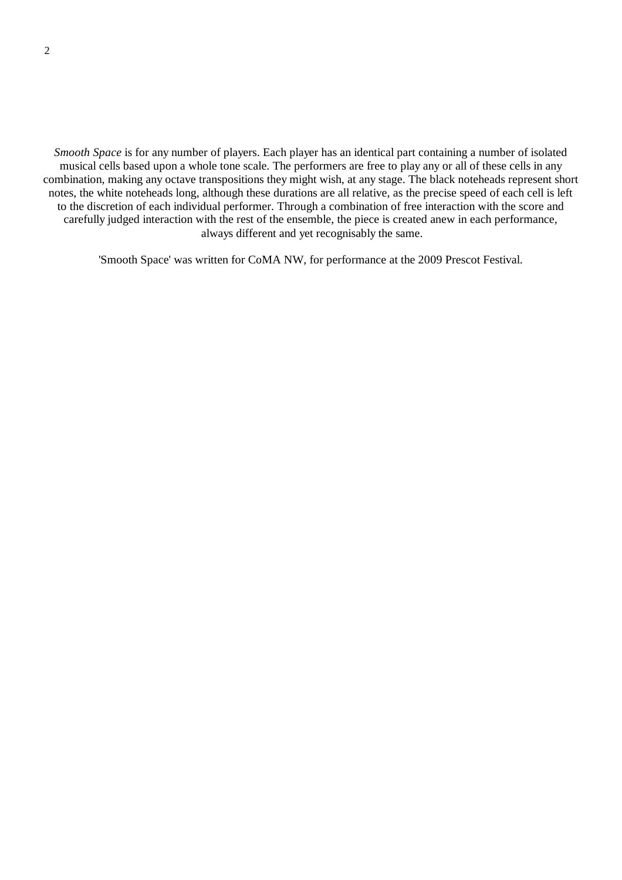*Smooth Space* is for any number of players. Each player has an identical part containing a number of isolated musical cells based upon a whole tone scale. The performers are free to play any or all of these cells in any combination, making any octave transpositions they might wish, at any stage. The black noteheads represent short notes, the white noteheads long, although these durations are all relative, as the precise speed of each cell is left to the discretion of each individual performer. Through a combination of free interaction with the score and carefully judged interaction with the rest of the ensemble, the piece is created anew in each performance, always different and yet recognisably the same.

'Smooth Space' was written for CoMA NW, for performance at the 2009 Prescot Festival.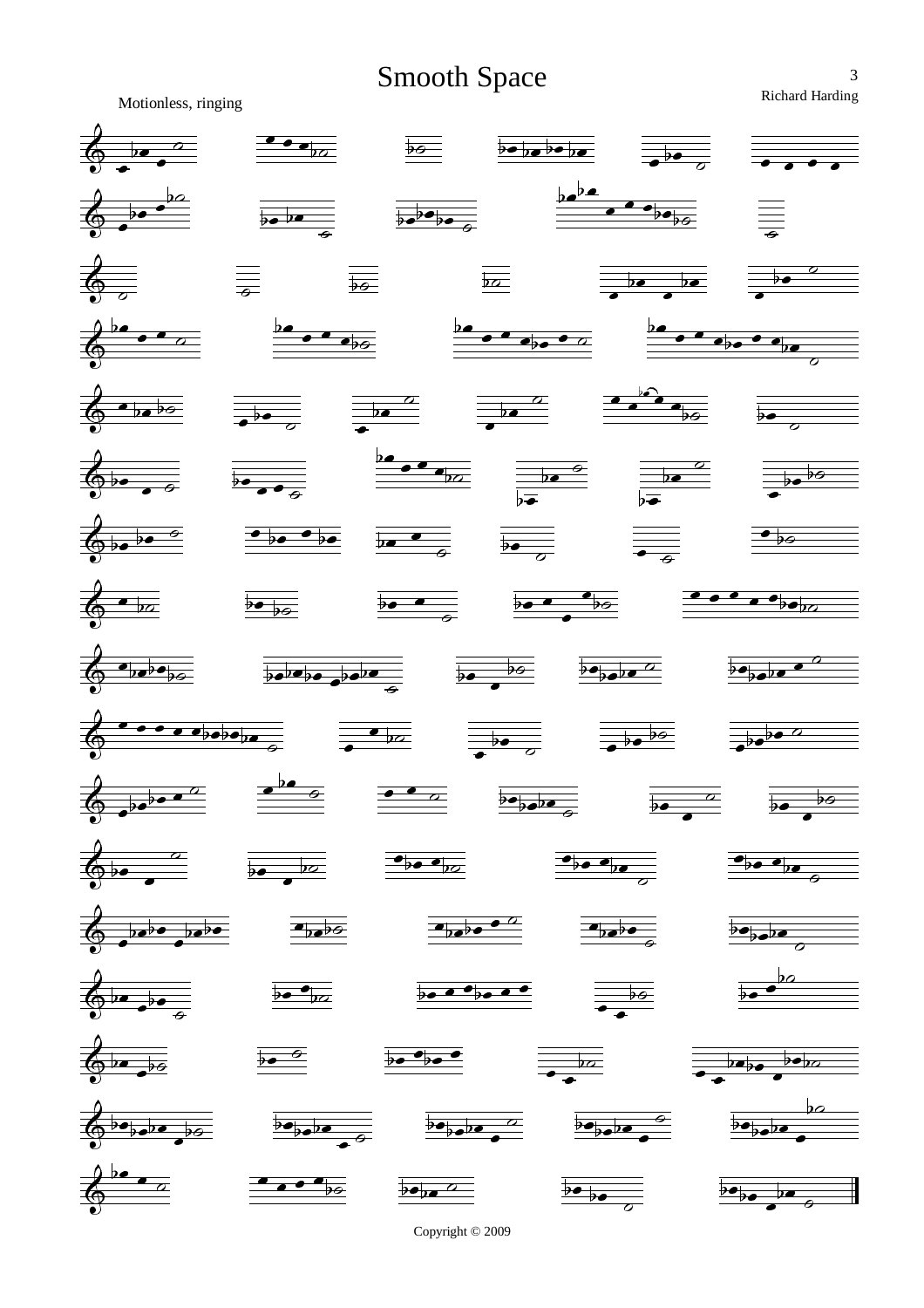# Smooth Space

Richard Harding

Motionless, ringing

Copyright © 2009